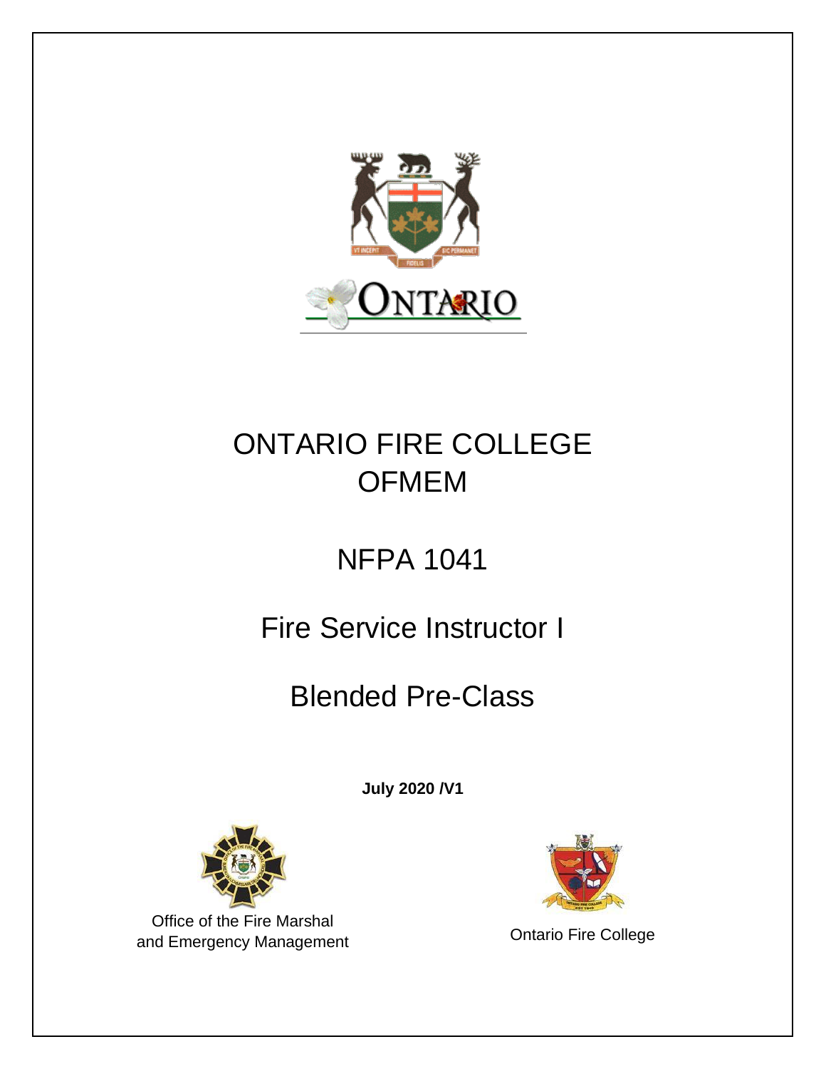# ONTARIO FIRE COLLEGE
# OFMEM

# NFPA 1041

# Fire Service Instructor I

# Blended Pre-Class

**July 2020 /V1**

Office of the Fire Marshal and Emergency Management

Ontario Fire College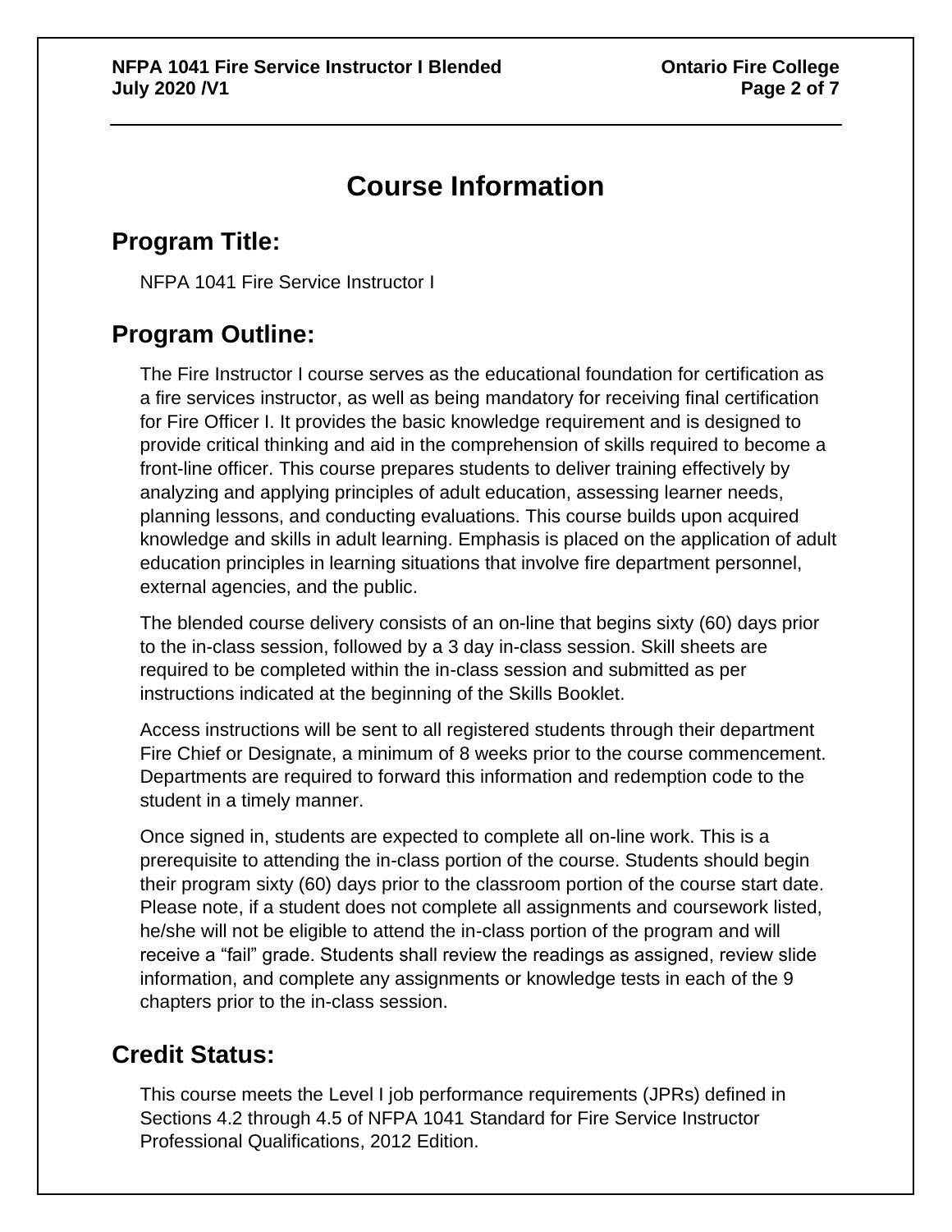# Course Information

## Program Title:

NFPA 1041 Fire Service Instructor I

## Program Outline:

The Fire Instructor I course serves as the educational foundation for certification as a fire services instructor, as well as being mandatory for receiving final certification for Fire Officer I. It provides the basic knowledge requirement and is designed to provide critical thinking and aid in the comprehension of skills required to become a front-line officer. This course prepares students to deliver training effectively by analyzing and applying principles of adult education, assessing learner needs, planning lessons, and conducting evaluations. This course builds upon acquired knowledge and skills in adult learning. Emphasis is placed on the application of adult education principles in learning situations that involve fire department personnel, external agencies, and the public.

The blended course delivery consists of an on-line that begins sixty (60) days prior to the in-class session, followed by a 3 day in-class session. Skill sheets are required to be completed within the in-class session and submitted as per instructions indicated at the beginning of the Skills Booklet.

Access instructions will be sent to all registered students through their department Fire Chief or Designate, a minimum of 8 weeks prior to the course commencement. Departments are required to forward this information and redemption code to the student in a timely manner.

Once signed in, students are expected to complete all on-line work. This is a prerequisite to attending the in-class portion of the course. Students should begin their program sixty (60) days prior to the classroom portion of the course start date. Please note, if a student does not complete all assignments and coursework listed, he/she will not be eligible to attend the in-class portion of the program and will receive a “fail” grade. Students shall review the readings as assigned, review slide information, and complete any assignments or knowledge tests in each of the 9 chapters prior to the in-class session.

## Credit Status:

This course meets the Level I job performance requirements (JPRs) defined in Sections 4.2 through 4.5 of NFPA 1041 Standard for Fire Service Instructor Professional Qualifications, 2012 Edition.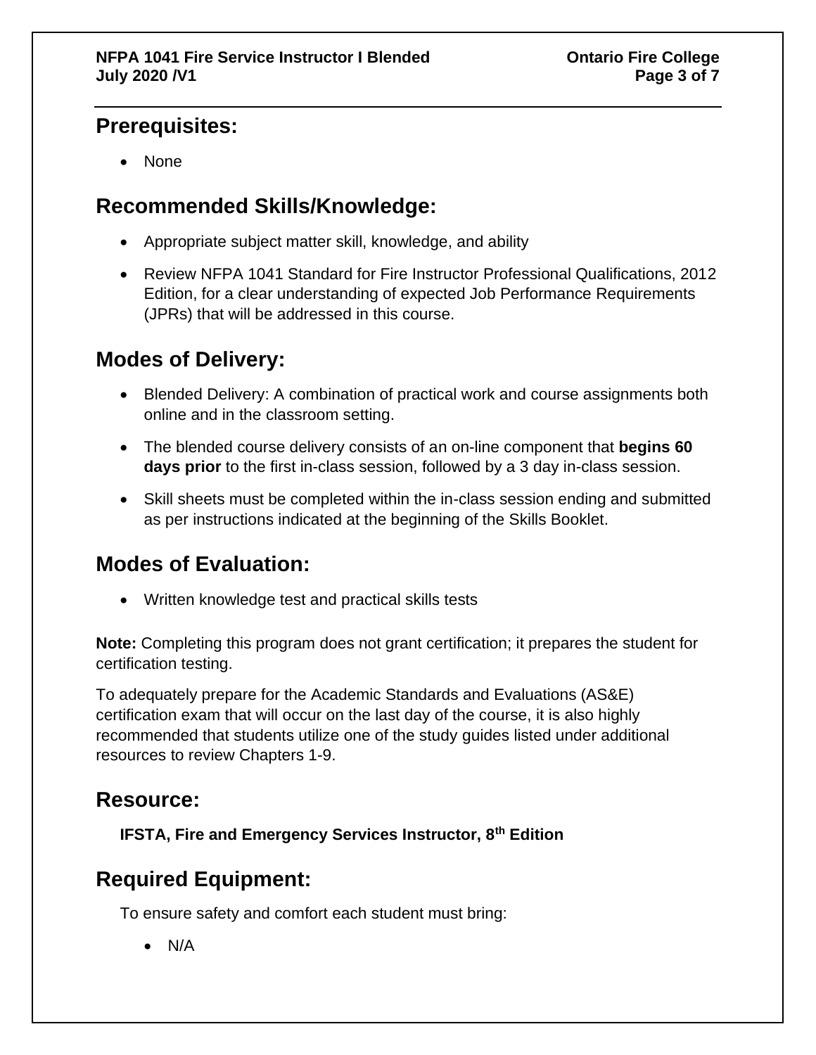## Prerequisites:

- None

## Recommended Skills/Knowledge:

- Appropriate subject matter skill, knowledge, and ability
- Review NFPA 1041 Standard for Fire Instructor Professional Qualifications, 2012 Edition, for a clear understanding of expected Job Performance Requirements (JPRs) that will be addressed in this course.

## Modes of Delivery:

- Blended Delivery: A combination of practical work and course assignments both online and in the classroom setting.
- The blended course delivery consists of an on-line component that **begins 60 days prior** to the first in-class session, followed by a 3 day in-class session.
- Skill sheets must be completed within the in-class session ending and submitted as per instructions indicated at the beginning of the Skills Booklet.

## Modes of Evaluation:

- Written knowledge test and practical skills tests

**Note:** Completing this program does not grant certification; it prepares the student for certification testing.

To adequately prepare for the Academic Standards and Evaluations (AS&E) certification exam that will occur on the last day of the course, it is also highly recommended that students utilize one of the study guides listed under additional resources to review Chapters 1-9.

## Resource:

**IFSTA, Fire and Emergency Services Instructor, 8th Edition**

## Required Equipment:

To ensure safety and comfort each student must bring:

- N/A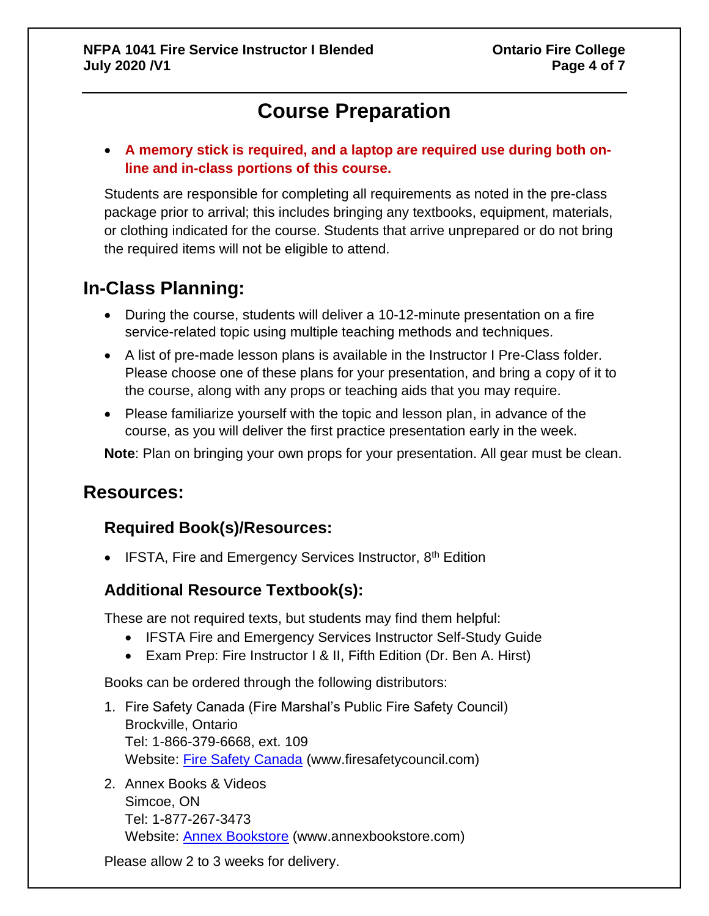# Course Preparation

- **A memory stick is required, and a laptop are required use during both on-line and in-class portions of this course.**

Students are responsible for completing all requirements as noted in the pre-class package prior to arrival; this includes bringing any textbooks, equipment, materials, or clothing indicated for the course. Students that arrive unprepared or do not bring the required items will not be eligible to attend.

## In-Class Planning:

- During the course, students will deliver a 10-12-minute presentation on a fire service-related topic using multiple teaching methods and techniques.
- A list of pre-made lesson plans is available in the Instructor I Pre-Class folder. Please choose one of these plans for your presentation, and bring a copy of it to the course, along with any props or teaching aids that you may require.
- Please familiarize yourself with the topic and lesson plan, in advance of the course, as you will deliver the first practice presentation early in the week.

**Note**: Plan on bringing your own props for your presentation. All gear must be clean.

## Resources:

### Required Book(s)/Resources:

- IFSTA, Fire and Emergency Services Instructor, 8th Edition

### Additional Resource Textbook(s):

These are not required texts, but students may find them helpful:

- IFSTA Fire and Emergency Services Instructor Self-Study Guide
- Exam Prep: Fire Instructor I & II, Fifth Edition (Dr. Ben A. Hirst)

Books can be ordered through the following distributors:

1. Fire Safety Canada (Fire Marshal's Public Fire Safety Council)
   Brockville, Ontario
   Tel: 1-866-379-6668, ext. 109
   Website: Fire Safety Canada (www.firesafetycouncil.com)
2. Annex Books & Videos
   Simcoe, ON
   Tel: 1-877-267-3473
   Website: Annex Bookstore (www.annexbookstore.com)

Please allow 2 to 3 weeks for delivery.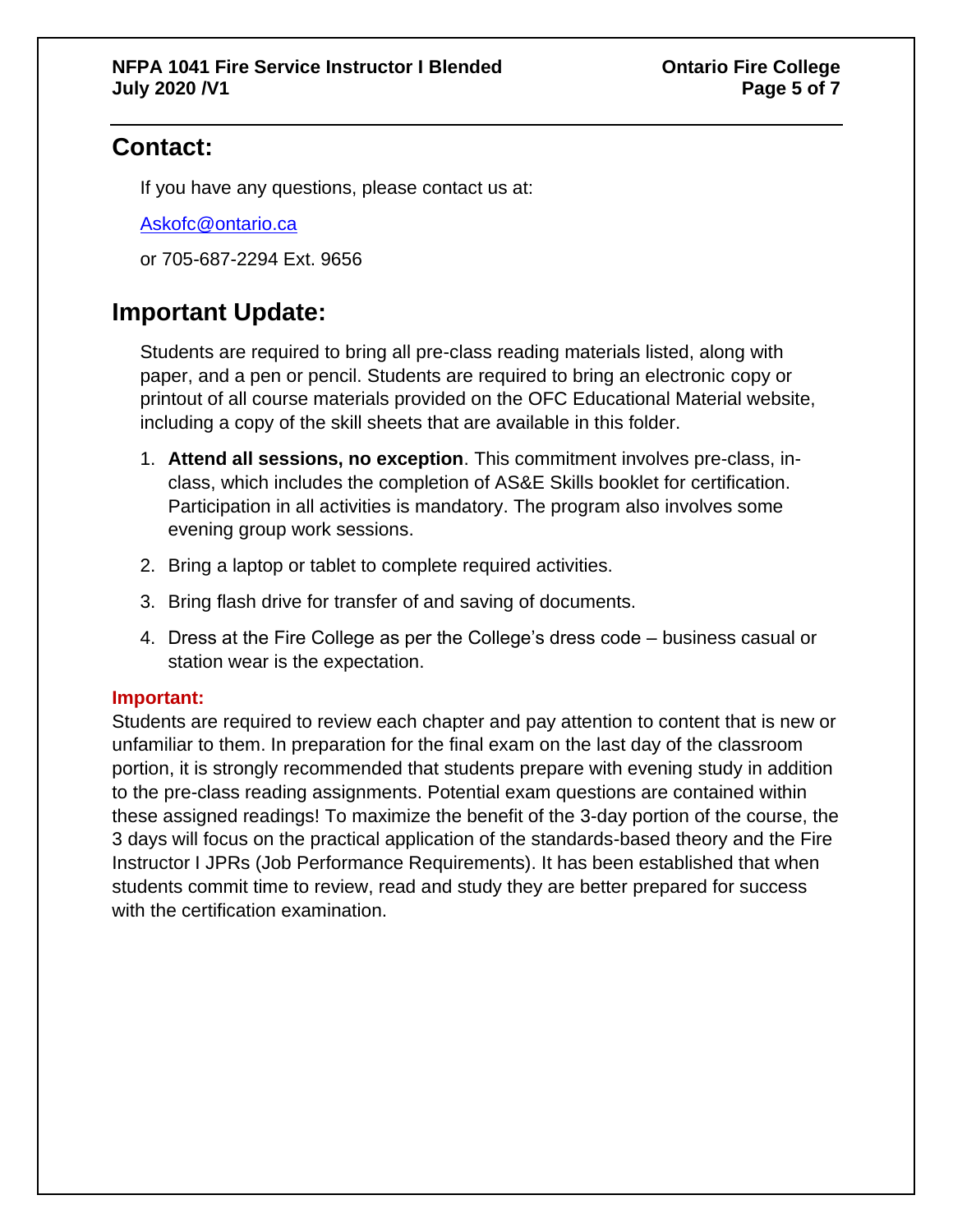## Contact:

If you have any questions, please contact us at:

Askofc@ontario.ca

or 705-687-2294 Ext. 9656

## Important Update:

Students are required to bring all pre-class reading materials listed, along with paper, and a pen or pencil. Students are required to bring an electronic copy or printout of all course materials provided on the OFC Educational Material website, including a copy of the skill sheets that are available in this folder.

1. **Attend all sessions, no exception**. This commitment involves pre-class, in-class, which includes the completion of AS&E Skills booklet for certification. Participation in all activities is mandatory. The program also involves some evening group work sessions.
2. Bring a laptop or tablet to complete required activities.
3. Bring flash drive for transfer of and saving of documents.
4. Dress at the Fire College as per the College's dress code – business casual or station wear is the expectation.

**Important:**

Students are required to review each chapter and pay attention to content that is new or unfamiliar to them. In preparation for the final exam on the last day of the classroom portion, it is strongly recommended that students prepare with evening study in addition to the pre-class reading assignments. Potential exam questions are contained within these assigned readings! To maximize the benefit of the 3-day portion of the course, the 3 days will focus on the practical application of the standards-based theory and the Fire Instructor I JPRs (Job Performance Requirements). It has been established that when students commit time to review, read and study they are better prepared for success with the certification examination.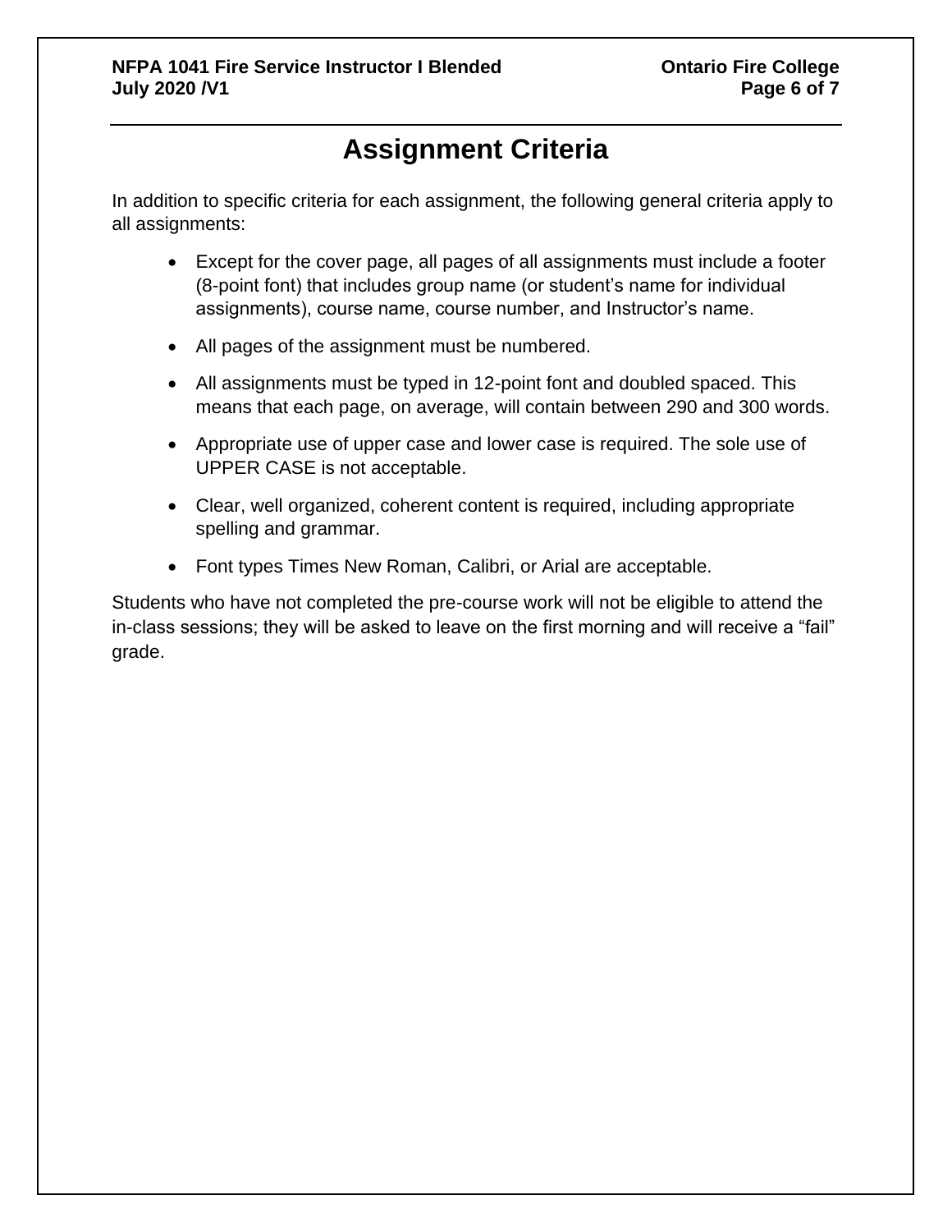# Assignment Criteria

In addition to specific criteria for each assignment, the following general criteria apply to all assignments:

- Except for the cover page, all pages of all assignments must include a footer (8-point font) that includes group name (or student's name for individual assignments), course name, course number, and Instructor's name.
- All pages of the assignment must be numbered.
- All assignments must be typed in 12-point font and doubled spaced. This means that each page, on average, will contain between 290 and 300 words.
- Appropriate use of upper case and lower case is required. The sole use of UPPER CASE is not acceptable.
- Clear, well organized, coherent content is required, including appropriate spelling and grammar.
- Font types Times New Roman, Calibri, or Arial are acceptable.

Students who have not completed the pre-course work will not be eligible to attend the in-class sessions; they will be asked to leave on the first morning and will receive a "fail" grade.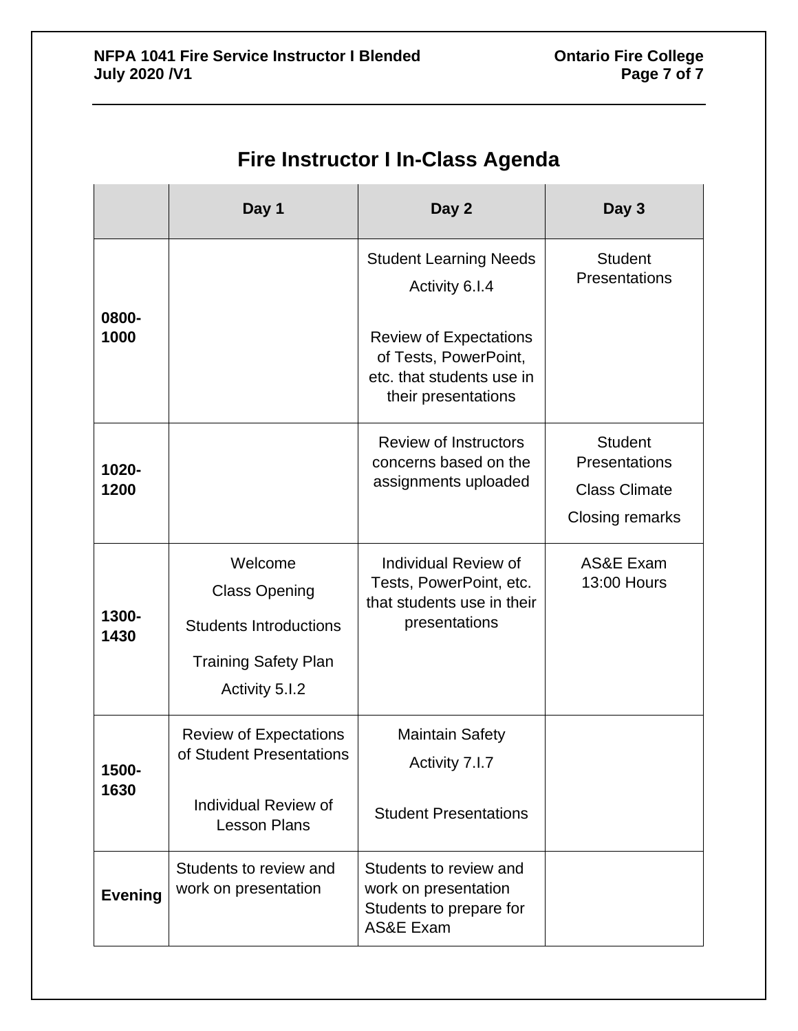# Fire Instructor I In-Class Agenda

| | Day 1 | Day 2 | Day 3 |
|---|---|---|---|
| **0800-1000** | | Student Learning Needs<br>Activity 6.I.4<br><br>Review of Expectations of Tests, PowerPoint, etc. that students use in their presentations | Student Presentations |
| **1020-1200** | | Review of Instructors concerns based on the assignments uploaded | Student Presentations<br>Class Climate<br>Closing remarks |
| **1300-1430** | Welcome<br>Class Opening<br>Students Introductions<br>Training Safety Plan<br>Activity 5.I.2 | Individual Review of Tests, PowerPoint, etc. that students use in their presentations | AS&E Exam<br>13:00 Hours |
| **1500-1630** | Review of Expectations of Student Presentations<br><br>Individual Review of Lesson Plans | Maintain Safety<br>Activity 7.I.7<br><br>Student Presentations | |
| **Evening** | Students to review and work on presentation | Students to review and work on presentation<br>Students to prepare for AS&E Exam | |